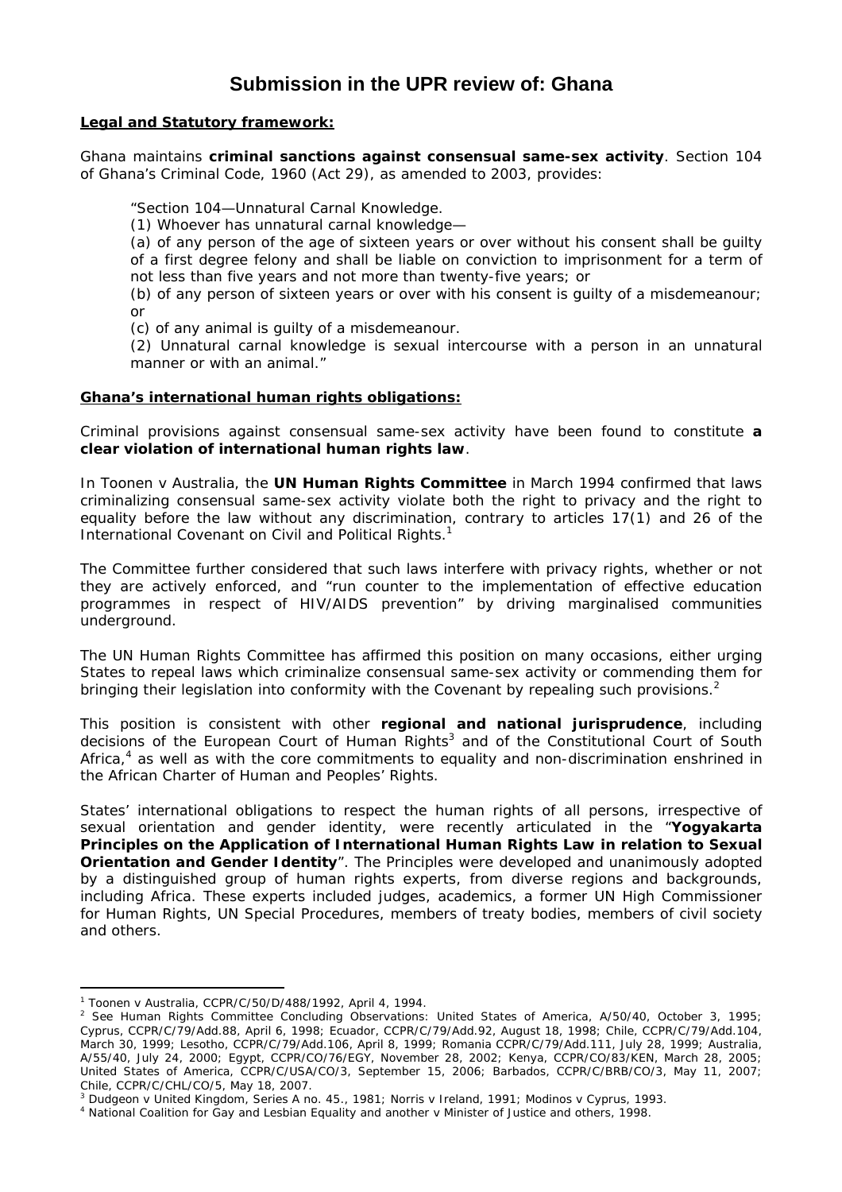# Submission in the UPR review of: Ghana

**Legal and Statutory framework:**

Ghana maintains **criminal sanctions against consensual same-sex activity**. Section 104 of Ghana's Criminal Code, 1960 (Act 29), as amended to 2003, provides:

> "Section 104—Unnatural Carnal Knowledge.
>
> (1) Whoever has unnatural carnal knowledge—
>
> (a) of any person of the age of sixteen years or over without his consent shall be guilty of a first degree felony and shall be liable on conviction to imprisonment for a term of not less than five years and not more than twenty-five years; or
>
> (b) of any person of sixteen years or over with his consent is guilty of a misdemeanour; or
>
> (c) of any animal is guilty of a misdemeanour.
>
> (2) Unnatural carnal knowledge is sexual intercourse with a person in an unnatural manner or with an animal."

**Ghana's international human rights obligations:**

Criminal provisions against consensual same-sex activity have been found to constitute **a clear violation of international human rights law**.

In Toonen v Australia, the **UN Human Rights Committee** in March 1994 confirmed that laws criminalizing consensual same-sex activity violate both the right to privacy and the right to equality before the law without any discrimination, contrary to articles 17(1) and 26 of the International Covenant on Civil and Political Rights.[1]

The Committee further considered that such laws interfere with privacy rights, whether or not they are actively enforced, and "run counter to the implementation of effective education programmes in respect of HIV/AIDS prevention" by driving marginalised communities underground.

The UN Human Rights Committee has affirmed this position on many occasions, either urging States to repeal laws which criminalize consensual same-sex activity or commending them for bringing their legislation into conformity with the Covenant by repealing such provisions.[2]

This position is consistent with other **regional and national jurisprudence**, including decisions of the European Court of Human Rights[3] and of the Constitutional Court of South Africa,[4] as well as with the core commitments to equality and non-discrimination enshrined in the African Charter of Human and Peoples' Rights.

States' international obligations to respect the human rights of all persons, irrespective of sexual orientation and gender identity, were recently articulated in the "**Yogyakarta Principles on the Application of International Human Rights Law in relation to Sexual Orientation and Gender Identity**". The Principles were developed and unanimously adopted by a distinguished group of human rights experts, from diverse regions and backgrounds, including Africa. These experts included judges, academics, a former UN High Commissioner for Human Rights, UN Special Procedures, members of treaty bodies, members of civil society and others.

---

[1] Toonen v Australia, CCPR/C/50/D/488/1992, April 4, 1994.

[2] See Human Rights Committee Concluding Observations: United States of America, A/50/40, October 3, 1995; Cyprus, CCPR/C/79/Add.88, April 6, 1998; Ecuador, CCPR/C/79/Add.92, August 18, 1998; Chile, CCPR/C/79/Add.104, March 30, 1999; Lesotho, CCPR/C/79/Add.106, April 8, 1999; Romania CCPR/C/79/Add.111, July 28, 1999; Australia, A/55/40, July 24, 2000; Egypt, CCPR/CO/76/EGY, November 28, 2002; Kenya, CCPR/CO/83/KEN, March 28, 2005; United States of America, CCPR/C/USA/CO/3, September 15, 2006; Barbados, CCPR/C/BRB/CO/3, May 11, 2007; Chile, CCPR/C/CHL/CO/5, May 18, 2007.

[3] Dudgeon v United Kingdom, Series A no. 45., 1981; Norris v Ireland, 1991; Modinos v Cyprus, 1993.

[4] National Coalition for Gay and Lesbian Equality and another v Minister of Justice and others, 1998.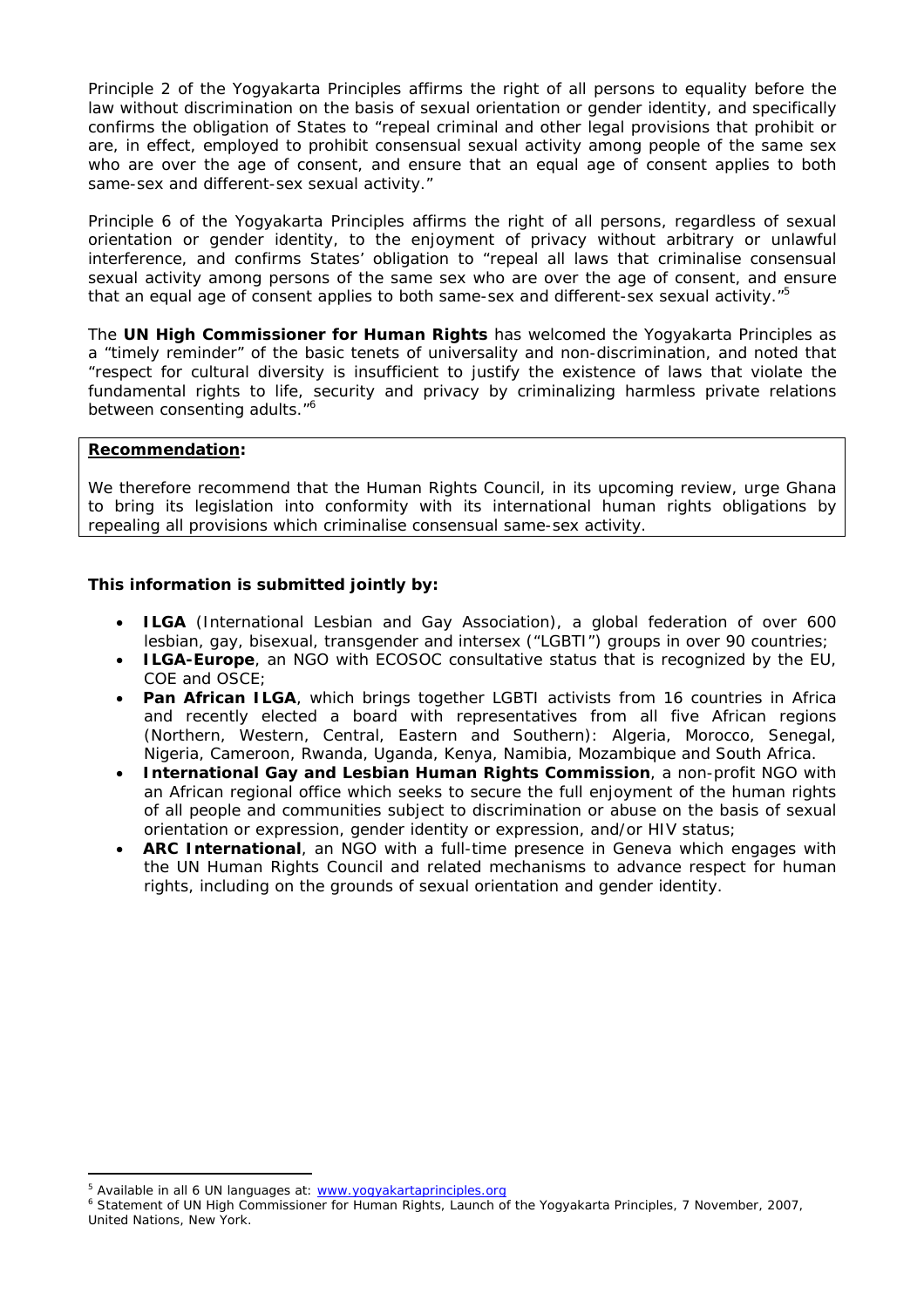Principle 2 of the Yogyakarta Principles affirms the right of all persons to equality before the law without discrimination on the basis of sexual orientation or gender identity, and specifically confirms the obligation of States to "repeal criminal and other legal provisions that prohibit or are, in effect, employed to prohibit consensual sexual activity among people of the same sex who are over the age of consent, and ensure that an equal age of consent applies to both same-sex and different-sex sexual activity."

Principle 6 of the Yogyakarta Principles affirms the right of all persons, regardless of sexual orientation or gender identity, to the enjoyment of privacy without arbitrary or unlawful interference, and confirms States' obligation to "repeal all laws that criminalise consensual sexual activity among persons of the same sex who are over the age of consent, and ensure that an equal age of consent applies to both same-sex and different-sex sexual activity."[5]

The **UN High Commissioner for Human Rights** has welcomed the Yogyakarta Principles as a "timely reminder" of the basic tenets of universality and non-discrimination, and noted that "respect for cultural diversity is insufficient to justify the existence of laws that violate the fundamental rights to life, security and privacy by criminalizing harmless private relations between consenting adults."[6]

**Recommendation:**

We therefore recommend that the Human Rights Council, in its upcoming review, urge Ghana to bring its legislation into conformity with its international human rights obligations by repealing all provisions which criminalise consensual same-sex activity.

**This information is submitted jointly by:**

- **ILGA** (International Lesbian and Gay Association), a global federation of over 600 lesbian, gay, bisexual, transgender and intersex ("LGBTI") groups in over 90 countries;
- **ILGA-Europe**, an NGO with ECOSOC consultative status that is recognized by the EU, COE and OSCE;
- **Pan African ILGA**, which brings together LGBTI activists from 16 countries in Africa and recently elected a board with representatives from all five African regions (Northern, Western, Central, Eastern and Southern): Algeria, Morocco, Senegal, Nigeria, Cameroon, Rwanda, Uganda, Kenya, Namibia, Mozambique and South Africa.
- **International Gay and Lesbian Human Rights Commission**, a non-profit NGO with an African regional office which seeks to secure the full enjoyment of the human rights of all people and communities subject to discrimination or abuse on the basis of sexual orientation or expression, gender identity or expression, and/or HIV status;
- **ARC International**, an NGO with a full-time presence in Geneva which engages with the UN Human Rights Council and related mechanisms to advance respect for human rights, including on the grounds of sexual orientation and gender identity.

---

[5] Available in all 6 UN languages at: www.yogyakartaprinciples.org

[6] Statement of UN High Commissioner for Human Rights, Launch of the Yogyakarta Principles, 7 November, 2007, United Nations, New York.